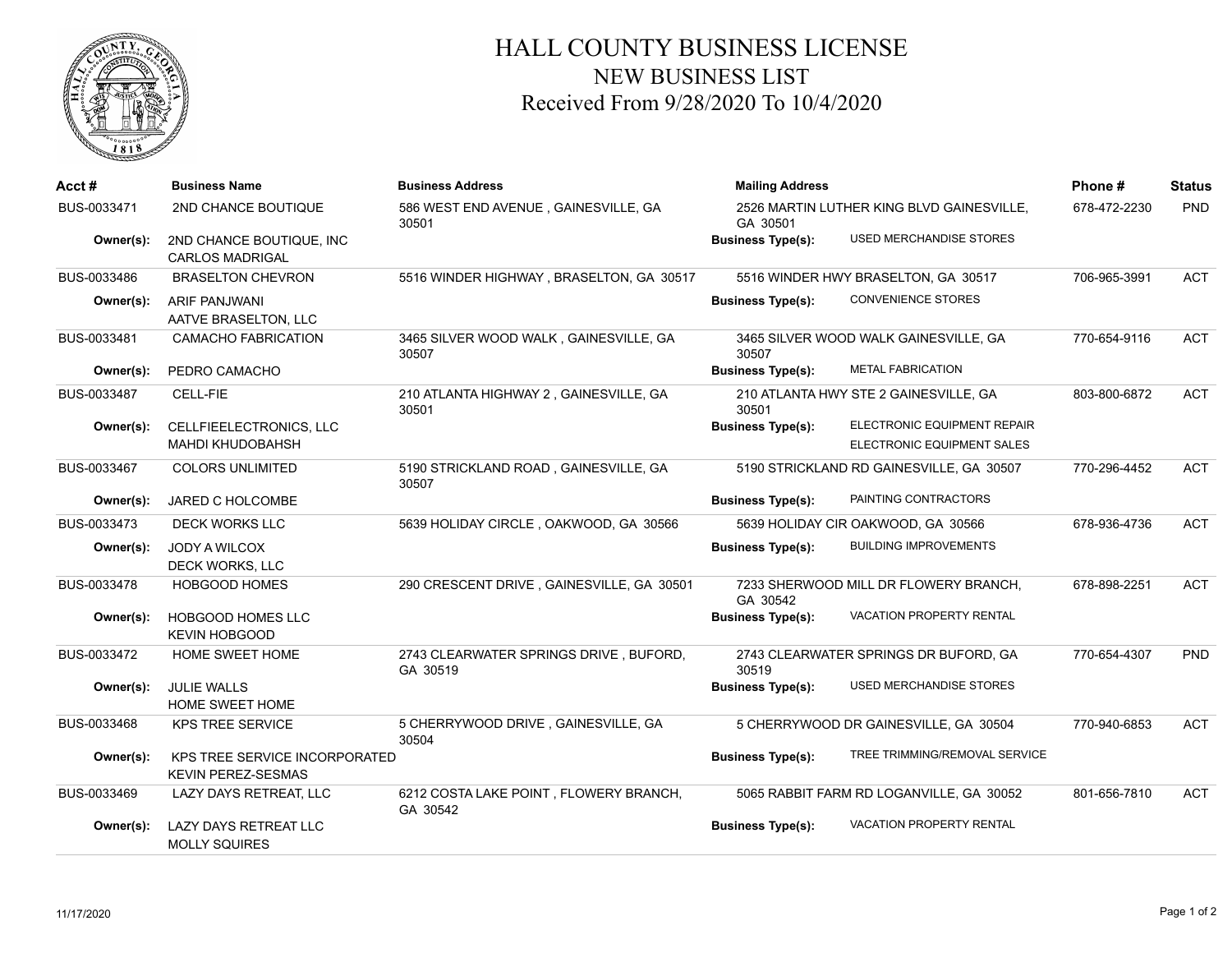# HALL COUNTY BUSINESS LICENSE
## NEW BUSINESS LIST
### Received From 9/28/2020 To 10/4/2020

| Acct # | Business Name | Business Address | Mailing Address | | Phone # | Status |
|---|---|---|---|---|---|---|
| BUS-0033471 | 2ND CHANCE BOUTIQUE | 586 WEST END AVENUE , GAINESVILLE, GA 30501 | 2526 MARTIN LUTHER KING BLVD GAINESVILLE, GA 30501 | | 678-472-2230 | PND |
| **Owner(s):** | 2ND CHANCE BOUTIQUE, INC<br>CARLOS MADRIGAL | | **Business Type(s):** | USED MERCHANDISE STORES | | |
| BUS-0033486 | BRASELTON CHEVRON | 5516 WINDER HIGHWAY , BRASELTON, GA 30517 | 5516 WINDER HWY BRASELTON, GA 30517 | | 706-965-3991 | ACT |
| **Owner(s):** | ARIF PANJWANI<br>AATVE BRASELTON, LLC | | **Business Type(s):** | CONVENIENCE STORES | | |
| BUS-0033481 | CAMACHO FABRICATION | 3465 SILVER WOOD WALK , GAINESVILLE, GA 30507 | 3465 SILVER WOOD WALK GAINESVILLE, GA 30507 | | 770-654-9116 | ACT |
| **Owner(s):** | PEDRO CAMACHO | | **Business Type(s):** | METAL FABRICATION | | |
| BUS-0033487 | CELL-FIE | 210 ATLANTA HIGHWAY 2 , GAINESVILLE, GA 30501 | 210 ATLANTA HWY STE 2 GAINESVILLE, GA 30501 | | 803-800-6872 | ACT |
| **Owner(s):** | CELLFIEELECTRONICS, LLC<br>MAHDI KHUDOBAHSH | | **Business Type(s):** | ELECTRONIC EQUIPMENT REPAIR<br>ELECTRONIC EQUIPMENT SALES | | |
| BUS-0033467 | COLORS UNLIMITED | 5190 STRICKLAND ROAD , GAINESVILLE, GA 30507 | 5190 STRICKLAND RD GAINESVILLE, GA 30507 | | 770-296-4452 | ACT |
| **Owner(s):** | JARED C HOLCOMBE | | **Business Type(s):** | PAINTING CONTRACTORS | | |
| BUS-0033473 | DECK WORKS LLC | 5639 HOLIDAY CIRCLE , OAKWOOD, GA 30566 | 5639 HOLIDAY CIR OAKWOOD, GA 30566 | | 678-936-4736 | ACT |
| **Owner(s):** | JODY A WILCOX<br>DECK WORKS, LLC | | **Business Type(s):** | BUILDING IMPROVEMENTS | | |
| BUS-0033478 | HOBGOOD HOMES | 290 CRESCENT DRIVE , GAINESVILLE, GA 30501 | 7233 SHERWOOD MILL DR FLOWERY BRANCH, GA 30542 | | 678-898-2251 | ACT |
| **Owner(s):** | HOBGOOD HOMES LLC<br>KEVIN HOBGOOD | | **Business Type(s):** | VACATION PROPERTY RENTAL | | |
| BUS-0033472 | HOME SWEET HOME | 2743 CLEARWATER SPRINGS DRIVE , BUFORD, GA 30519 | 2743 CLEARWATER SPRINGS DR BUFORD, GA 30519 | | 770-654-4307 | PND |
| **Owner(s):** | JULIE WALLS<br>HOME SWEET HOME | | **Business Type(s):** | USED MERCHANDISE STORES | | |
| BUS-0033468 | KPS TREE SERVICE | 5 CHERRYWOOD DRIVE , GAINESVILLE, GA 30504 | 5 CHERRYWOOD DR GAINESVILLE, GA 30504 | | 770-940-6853 | ACT |
| **Owner(s):** | KPS TREE SERVICE INCORPORATED<br>KEVIN PEREZ-SESMAS | | **Business Type(s):** | TREE TRIMMING/REMOVAL SERVICE | | |
| BUS-0033469 | LAZY DAYS RETREAT, LLC | 6212 COSTA LAKE POINT , FLOWERY BRANCH, GA 30542 | 5065 RABBIT FARM RD LOGANVILLE, GA 30052 | | 801-656-7810 | ACT |
| **Owner(s):** | LAZY DAYS RETREAT LLC<br>MOLLY SQUIRES | | **Business Type(s):** | VACATION PROPERTY RENTAL | | |

11/17/2020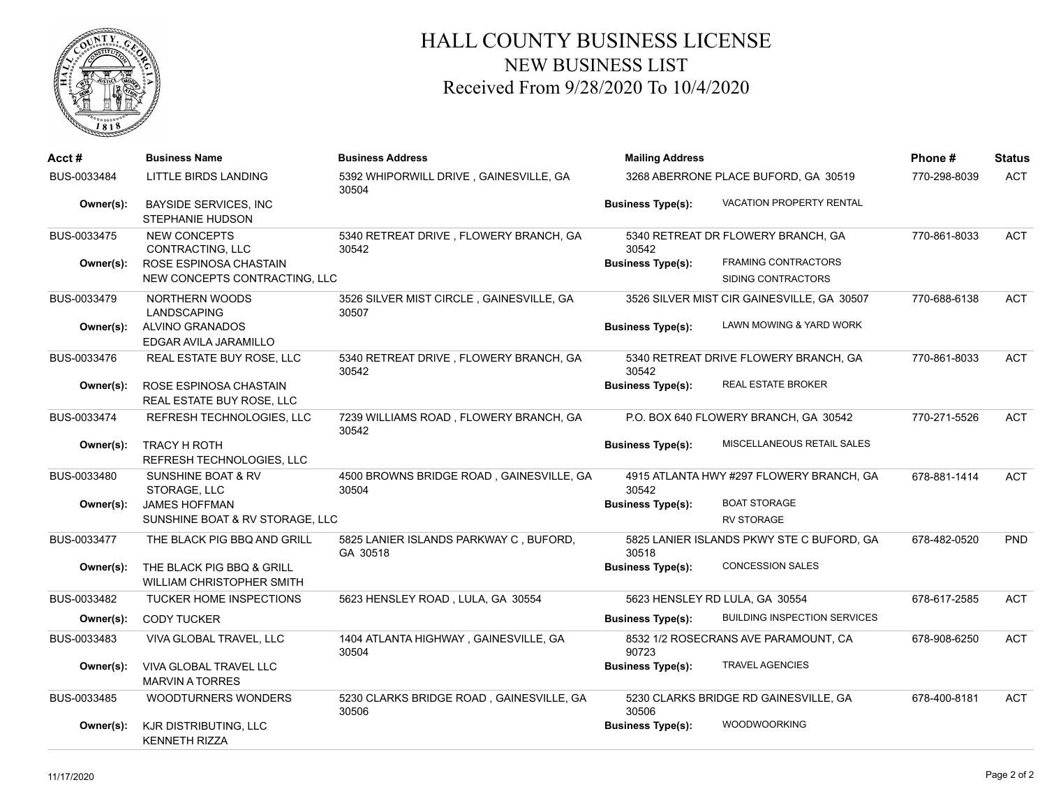# HALL COUNTY BUSINESS LICENSE
## NEW BUSINESS LIST
### Received From 9/28/2020 To 10/4/2020

| Acct # | Business Name | Business Address | Mailing Address | | Phone # | Status |
|---|---|---|---|---|---|---|
| BUS-0033484 | LITTLE BIRDS LANDING | 5392 WHIPORWILL DRIVE , GAINESVILLE, GA 30504 | 3268 ABERRONE PLACE BUFORD, GA 30519 | | 770-298-8039 | ACT |
| Owner(s): | BAYSIDE SERVICES, INC<br>STEPHANIE HUDSON | | Business Type(s): | VACATION PROPERTY RENTAL | | |
| BUS-0033475 | NEW CONCEPTS CONTRACTING, LLC | 5340 RETREAT DRIVE , FLOWERY BRANCH, GA 30542 | 5340 RETREAT DR FLOWERY BRANCH, GA 30542 | | 770-861-8033 | ACT |
| Owner(s): | ROSE ESPINOSA CHASTAIN<br>NEW CONCEPTS CONTRACTING, LLC | | Business Type(s): | FRAMING CONTRACTORS<br>SIDING CONTRACTORS | | |
| BUS-0033479 | NORTHERN WOODS LANDSCAPING | 3526 SILVER MIST CIRCLE , GAINESVILLE, GA 30507 | 3526 SILVER MIST CIR GAINESVILLE, GA 30507 | | 770-688-6138 | ACT |
| Owner(s): | ALVINO GRANADOS<br>EDGAR AVILA JARAMILLO | | Business Type(s): | LAWN MOWING & YARD WORK | | |
| BUS-0033476 | REAL ESTATE BUY ROSE, LLC | 5340 RETREAT DRIVE , FLOWERY BRANCH, GA 30542 | 5340 RETREAT DRIVE FLOWERY BRANCH, GA 30542 | | 770-861-8033 | ACT |
| Owner(s): | ROSE ESPINOSA CHASTAIN<br>REAL ESTATE BUY ROSE, LLC | | Business Type(s): | REAL ESTATE BROKER | | |
| BUS-0033474 | REFRESH TECHNOLOGIES, LLC | 7239 WILLIAMS ROAD , FLOWERY BRANCH, GA 30542 | P.O. BOX 640 FLOWERY BRANCH, GA 30542 | | 770-271-5526 | ACT |
| Owner(s): | TRACY H ROTH<br>REFRESH TECHNOLOGIES, LLC | | Business Type(s): | MISCELLANEOUS RETAIL SALES | | |
| BUS-0033480 | SUNSHINE BOAT & RV STORAGE, LLC | 4500 BROWNS BRIDGE ROAD , GAINESVILLE, GA 30504 | 4915 ATLANTA HWY #297 FLOWERY BRANCH, GA 30542 | | 678-881-1414 | ACT |
| Owner(s): | JAMES HOFFMAN<br>SUNSHINE BOAT & RV STORAGE, LLC | | Business Type(s): | BOAT STORAGE<br>RV STORAGE | | |
| BUS-0033477 | THE BLACK PIG BBQ AND GRILL | 5825 LANIER ISLANDS PARKWAY C , BUFORD, GA 30518 | 5825 LANIER ISLANDS PKWY STE C BUFORD, GA 30518 | | 678-482-0520 | PND |
| Owner(s): | THE BLACK PIG BBQ & GRILL<br>WILLIAM CHRISTOPHER SMITH | | Business Type(s): | CONCESSION SALES | | |
| BUS-0033482 | TUCKER HOME INSPECTIONS | 5623 HENSLEY ROAD , LULA, GA 30554 | 5623 HENSLEY RD LULA, GA 30554 | | 678-617-2585 | ACT |
| Owner(s): | CODY TUCKER | | Business Type(s): | BUILDING INSPECTION SERVICES | | |
| BUS-0033483 | VIVA GLOBAL TRAVEL, LLC | 1404 ATLANTA HIGHWAY , GAINESVILLE, GA 30504 | 8532 1/2 ROSECRANS AVE PARAMOUNT, CA 90723 | | 678-908-6250 | ACT |
| Owner(s): | VIVA GLOBAL TRAVEL LLC<br>MARVIN A TORRES | | Business Type(s): | TRAVEL AGENCIES | | |
| BUS-0033485 | WOODTURNERS WONDERS | 5230 CLARKS BRIDGE ROAD , GAINESVILLE, GA 30506 | 5230 CLARKS BRIDGE RD GAINESVILLE, GA 30506 | | 678-400-8181 | ACT |
| Owner(s): | KJR DISTRIBUTING, LLC<br>KENNETH RIZZA | | Business Type(s): | WOODWOORKING | | |

11/17/2020